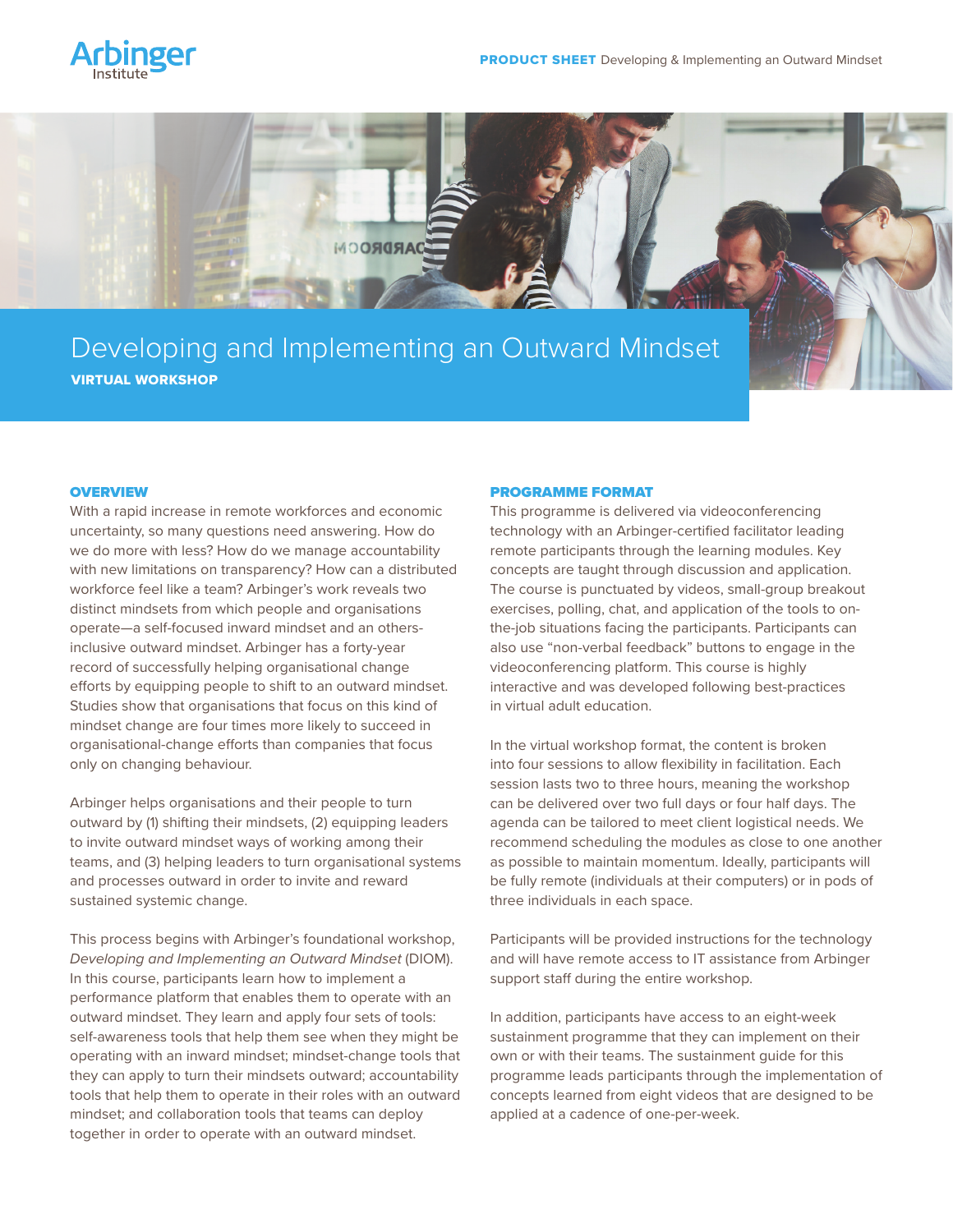Arbinger Institute

**PRODUCT SHEET** Developing & Implementing an Outward Mindset

# Developing and Implementing an Outward Mindset

**VIRTUAL WORKSHOP**

## OVERVIEW

With a rapid increase in remote workforces and economic uncertainty, so many questions need answering. How do we do more with less? How do we manage accountability with new limitations on transparency? How can a distributed workforce feel like a team? Arbinger's work reveals two distinct mindsets from which people and organisations operate—a self-focused inward mindset and an others-inclusive outward mindset. Arbinger has a forty-year record of successfully helping organisational change efforts by equipping people to shift to an outward mindset. Studies show that organisations that focus on this kind of mindset change are four times more likely to succeed in organisational-change efforts than companies that focus only on changing behaviour.

Arbinger helps organisations and their people to turn outward by (1) shifting their mindsets, (2) equipping leaders to invite outward mindset ways of working among their teams, and (3) helping leaders to turn organisational systems and processes outward in order to invite and reward sustained systemic change.

This process begins with Arbinger's foundational workshop, *Developing and Implementing an Outward Mindset* (DIOM). In this course, participants learn how to implement a performance platform that enables them to operate with an outward mindset. They learn and apply four sets of tools: self-awareness tools that help them see when they might be operating with an inward mindset; mindset-change tools that they can apply to turn their mindsets outward; accountability tools that help them to operate in their roles with an outward mindset; and collaboration tools that teams can deploy together in order to operate with an outward mindset.

## PROGRAMME FORMAT

This programme is delivered via videoconferencing technology with an Arbinger-certified facilitator leading remote participants through the learning modules. Key concepts are taught through discussion and application. The course is punctuated by videos, small-group breakout exercises, polling, chat, and application of the tools to on-the-job situations facing the participants. Participants can also use "non-verbal feedback" buttons to engage in the videoconferencing platform. This course is highly interactive and was developed following best-practices in virtual adult education.

In the virtual workshop format, the content is broken into four sessions to allow flexibility in facilitation. Each session lasts two to three hours, meaning the workshop can be delivered over two full days or four half days. The agenda can be tailored to meet client logistical needs. We recommend scheduling the modules as close to one another as possible to maintain momentum. Ideally, participants will be fully remote (individuals at their computers) or in pods of three individuals in each space.

Participants will be provided instructions for the technology and will have remote access to IT assistance from Arbinger support staff during the entire workshop.

In addition, participants have access to an eight-week sustainment programme that they can implement on their own or with their teams. The sustainment guide for this programme leads participants through the implementation of concepts learned from eight videos that are designed to be applied at a cadence of one-per-week.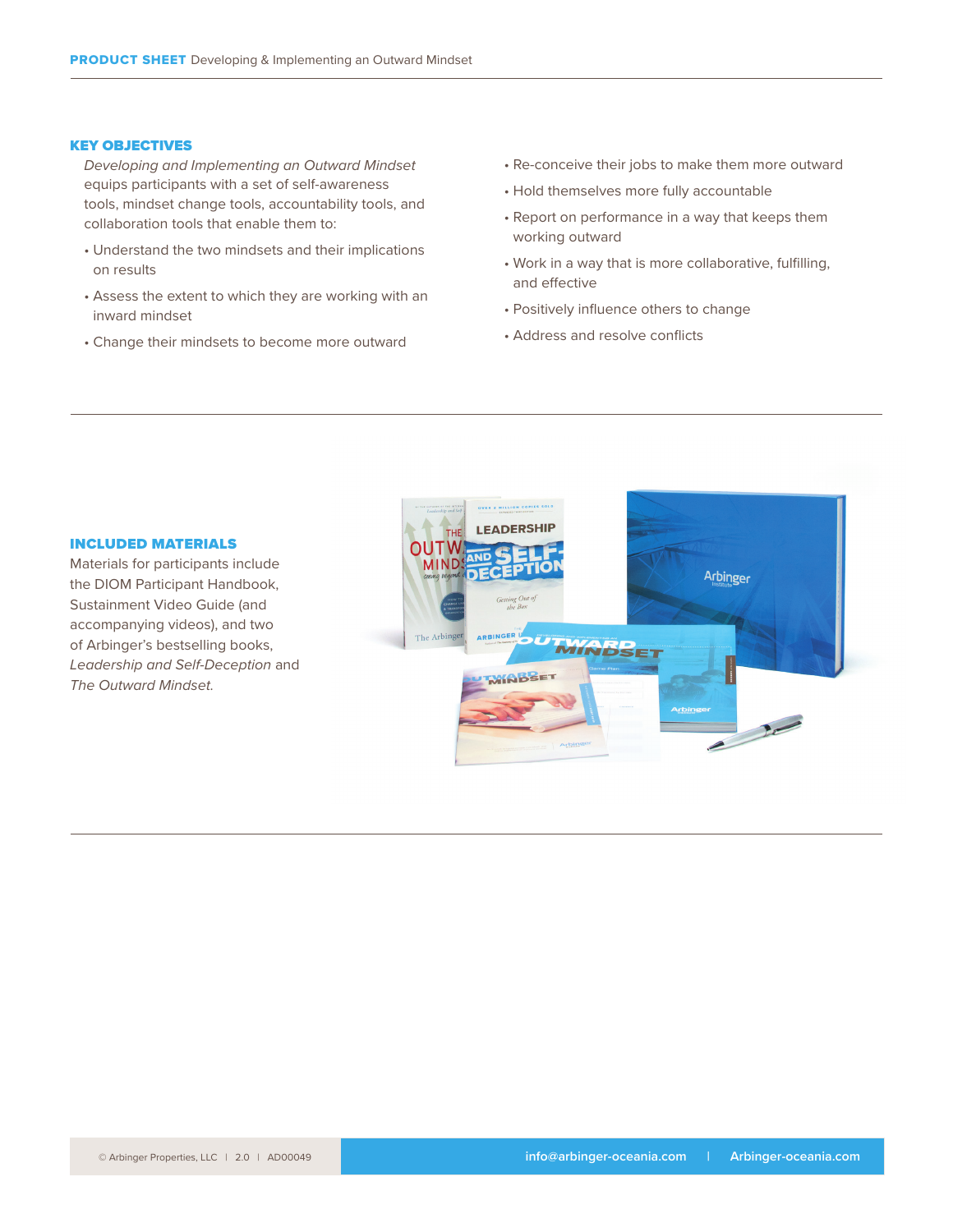## KEY OBJECTIVES

*Developing and Implementing an Outward Mindset* equips participants with a set of self-awareness tools, mindset change tools, accountability tools, and collaboration tools that enable them to:

- Understand the two mindsets and their implications on results
- Assess the extent to which they are working with an inward mindset
- Change their mindsets to become more outward
- Re-conceive their jobs to make them more outward
- Hold themselves more fully accountable
- Report on performance in a way that keeps them working outward
- Work in a way that is more collaborative, fulfilling, and effective
- Positively influence others to change
- Address and resolve conflicts

## INCLUDED MATERIALS

Materials for participants include the DIOM Participant Handbook, Sustainment Video Guide (and accompanying videos), and two of Arbinger's bestselling books, *Leadership and Self-Deception* and *The Outward Mindset.*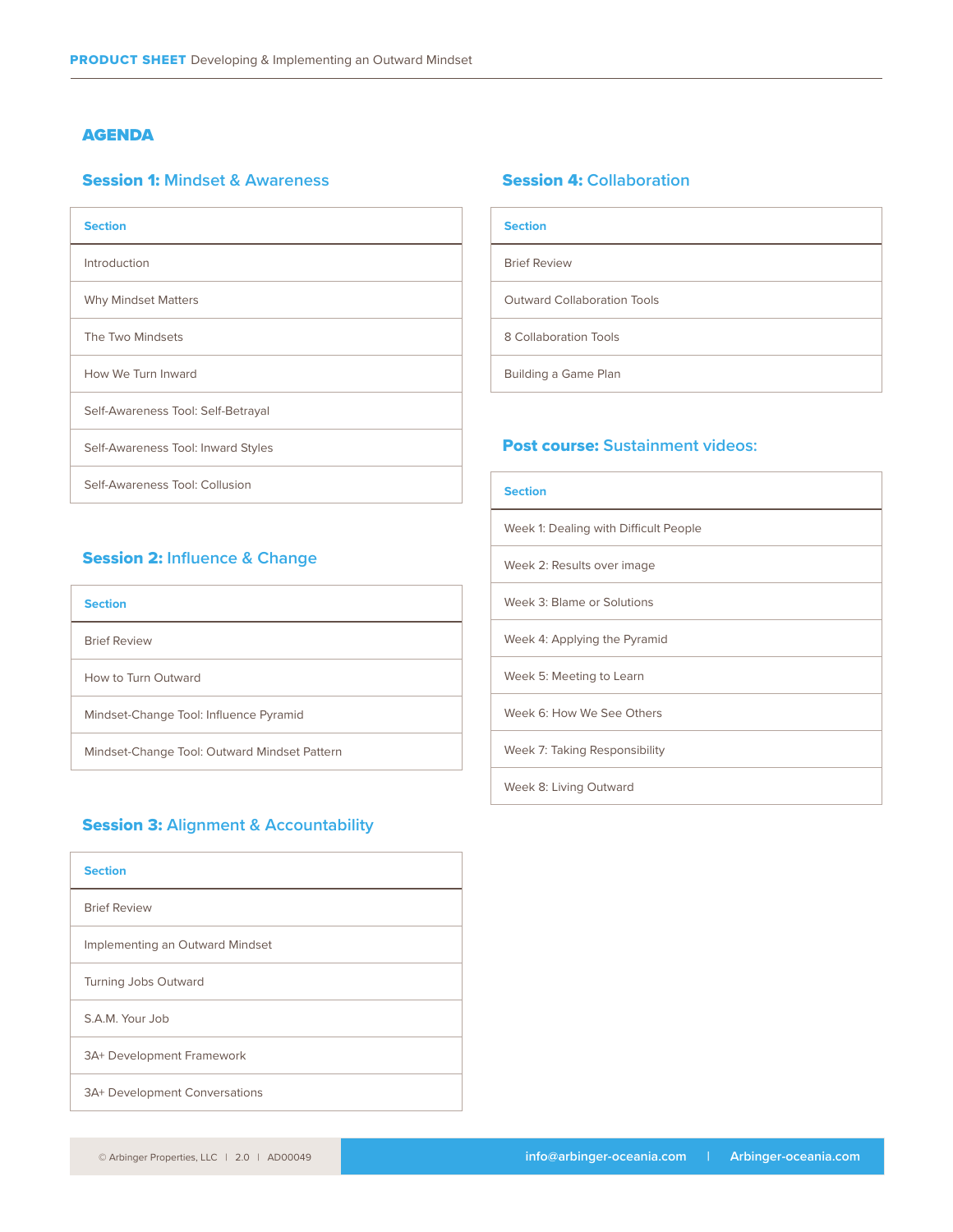## AGENDA

### **Session 1:** Mindset & Awareness

| Section |
| --- |
| Introduction |
| Why Mindset Matters |
| The Two Mindsets |
| How We Turn Inward |
| Self-Awareness Tool: Self-Betrayal |
| Self-Awareness Tool: Inward Styles |
| Self-Awareness Tool: Collusion |

### **Session 2:** Influence & Change

| Section |
| --- |
| Brief Review |
| How to Turn Outward |
| Mindset-Change Tool: Influence Pyramid |
| Mindset-Change Tool: Outward Mindset Pattern |

### **Session 3:** Alignment & Accountability

| Section |
| --- |
| Brief Review |
| Implementing an Outward Mindset |
| Turning Jobs Outward |
| S.A.M. Your Job |
| 3A+ Development Framework |
| 3A+ Development Conversations |

### **Session 4:** Collaboration

| Section |
| --- |
| Brief Review |
| Outward Collaboration Tools |
| 8 Collaboration Tools |
| Building a Game Plan |

### **Post course:** Sustainment videos:

| Section |
| --- |
| Week 1: Dealing with Difficult People |
| Week 2: Results over image |
| Week 3: Blame or Solutions |
| Week 4: Applying the Pyramid |
| Week 5: Meeting to Learn |
| Week 6: How We See Others |
| Week 7: Taking Responsibility |
| Week 8: Living Outward |

© Arbinger Properties, LLC | 2.0 | AD00049

info@arbinger-oceania.com | Arbinger-oceania.com